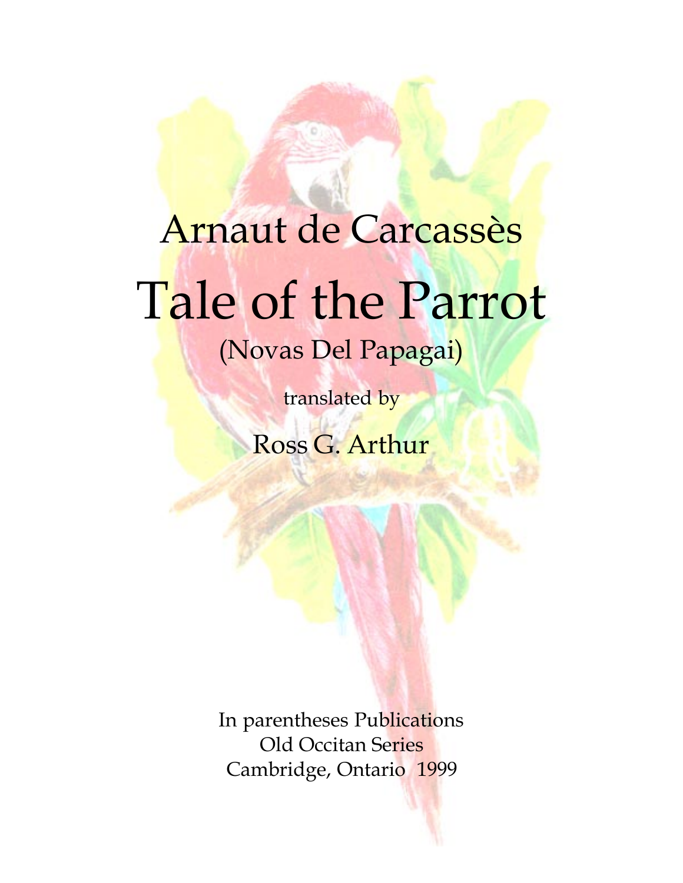# Arnaut de Carcassès

# Tale of the Parrot

## (Novas Del Papagai)

translated by

Ross G. Arthur

In parentheses Publications
Old Occitan Series
Cambridge, Ontario 1999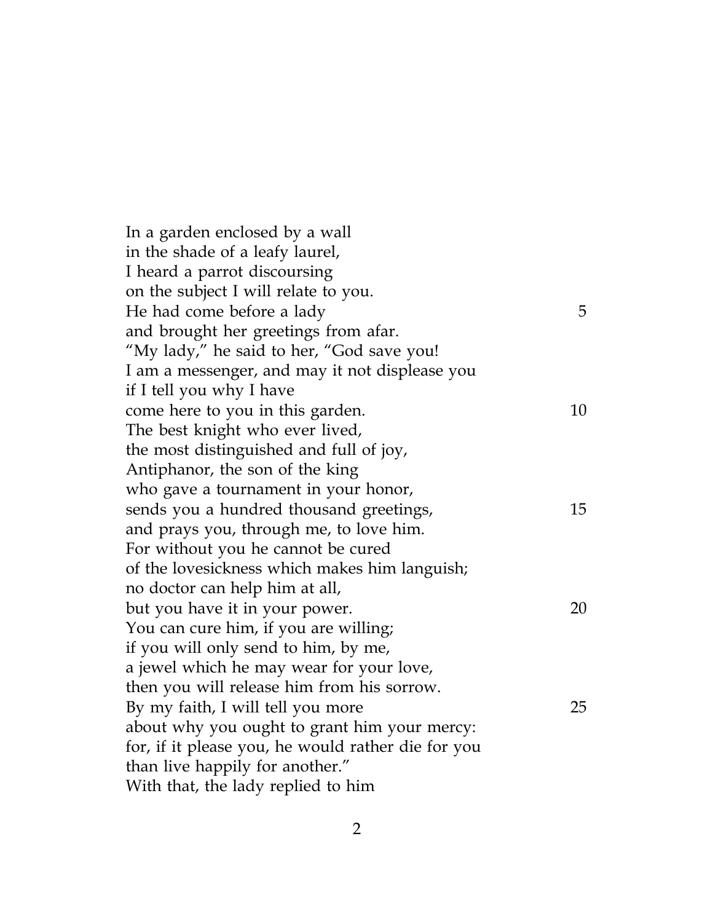In a garden enclosed by a wall
in the shade of a leafy laurel,
I heard a parrot discoursing
on the subject I will relate to you.
He had come before a lady 5
and brought her greetings from afar.
"My lady," he said to her, "God save you!
I am a messenger, and may it not displease you
if I tell you why I have
come here to you in this garden. 10
The best knight who ever lived,
the most distinguished and full of joy,
Antiphanor, the son of the king
who gave a tournament in your honor,
sends you a hundred thousand greetings, 15
and prays you, through me, to love him.
For without you he cannot be cured
of the lovesickness which makes him languish;
no doctor can help him at all,
but you have it in your power. 20
You can cure him, if you are willing;
if you will only send to him, by me,
a jewel which he may wear for your love,
then you will release him from his sorrow.
By my faith, I will tell you more 25
about why you ought to grant him your mercy:
for, if it please you, he would rather die for you
than live happily for another."
With that, the lady replied to him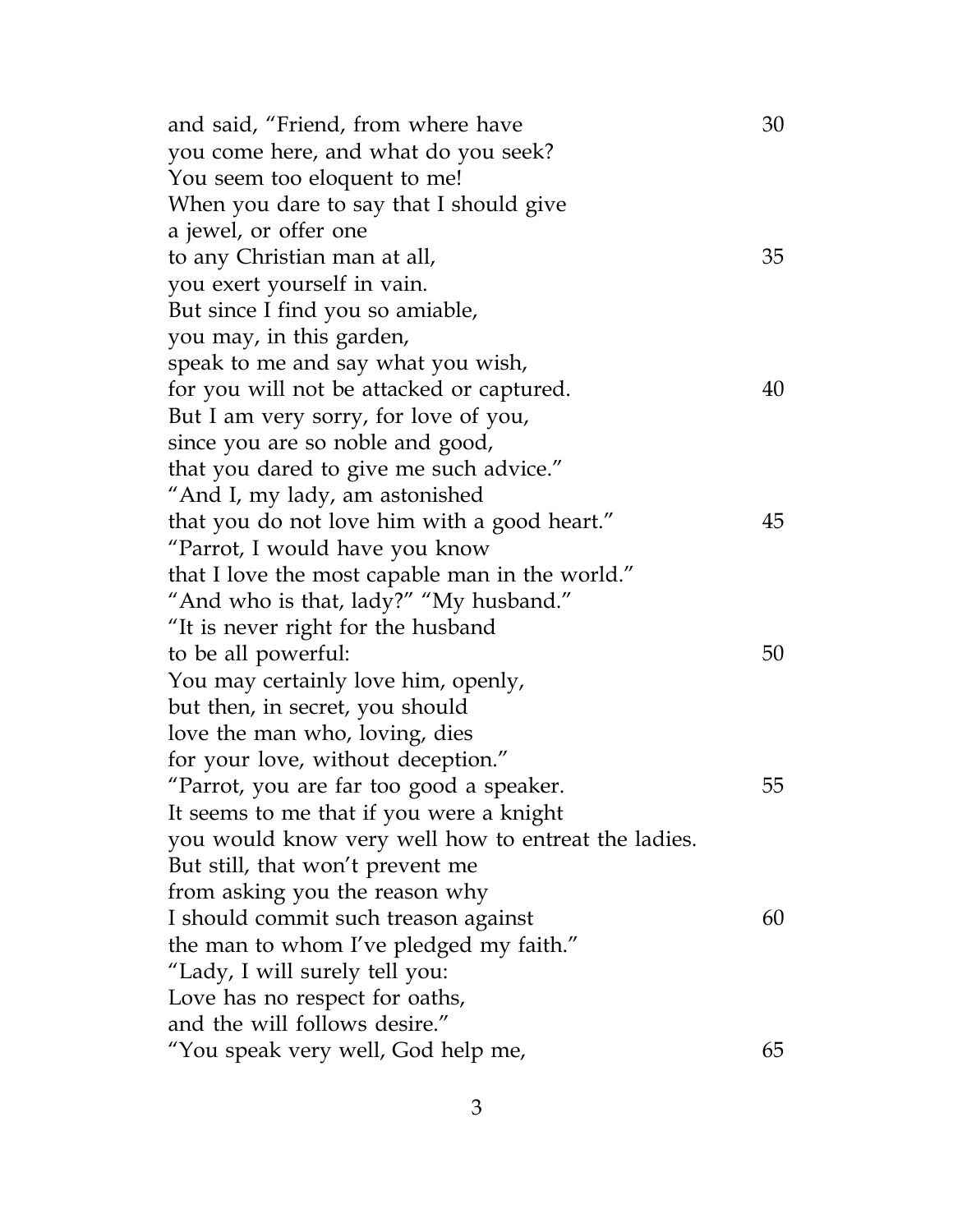and said, "Friend, from where have 30
you come here, and what do you seek?
You seem too eloquent to me!
When you dare to say that I should give
a jewel, or offer one
to any Christian man at all, 35
you exert yourself in vain.
But since I find you so amiable,
you may, in this garden,
speak to me and say what you wish,
for you will not be attacked or captured. 40
But I am very sorry, for love of you,
since you are so noble and good,
that you dared to give me such advice."
"And I, my lady, am astonished
that you do not love him with a good heart." 45
"Parrot, I would have you know
that I love the most capable man in the world."
"And who is that, lady?" "My husband."
"It is never right for the husband
to be all powerful: 50
You may certainly love him, openly,
but then, in secret, you should
love the man who, loving, dies
for your love, without deception."
"Parrot, you are far too good a speaker. 55
It seems to me that if you were a knight
you would know very well how to entreat the ladies.
But still, that won't prevent me
from asking you the reason why
I should commit such treason against 60
the man to whom I've pledged my faith."
"Lady, I will surely tell you:
Love has no respect for oaths,
and the will follows desire."
"You speak very well, God help me, 65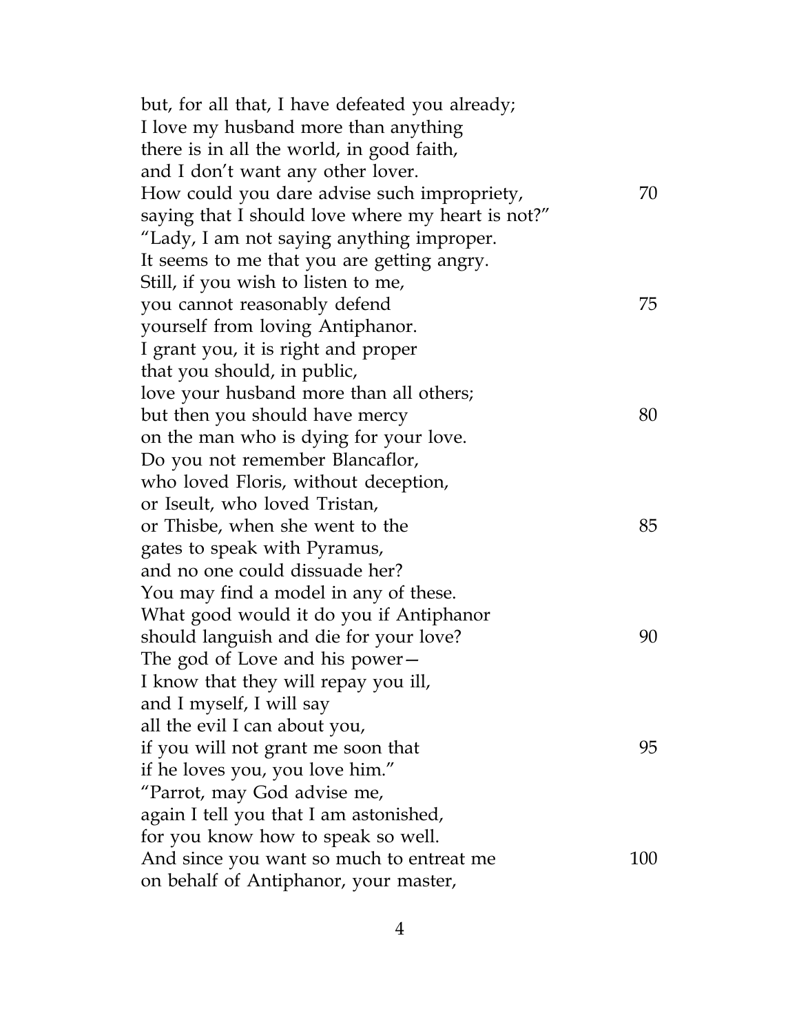but, for all that, I have defeated you already;  
I love my husband more than anything  
there is in all the world, in good faith,  
and I don't want any other lover.  
How could you dare advise such impropriety, 70  
saying that I should love where my heart is not?"  
"Lady, I am not saying anything improper.  
It seems to me that you are getting angry.  
Still, if you wish to listen to me,  
you cannot reasonably defend 75  
yourself from loving Antiphanor.  
I grant you, it is right and proper  
that you should, in public,  
love your husband more than all others;  
but then you should have mercy 80  
on the man who is dying for your love.  
Do you not remember Blancaflor,  
who loved Floris, without deception,  
or Iseult, who loved Tristan,  
or Thisbe, when she went to the 85  
gates to speak with Pyramus,  
and no one could dissuade her?  
You may find a model in any of these.  
What good would it do you if Antiphanor  
should languish and die for your love? 90  
The god of Love and his power—  
I know that they will repay you ill,  
and I myself, I will say  
all the evil I can about you,  
if you will not grant me soon that 95  
if he loves you, you love him."  
"Parrot, may God advise me,  
again I tell you that I am astonished,  
for you know how to speak so well.  
And since you want so much to entreat me 100  
on behalf of Antiphanor, your master,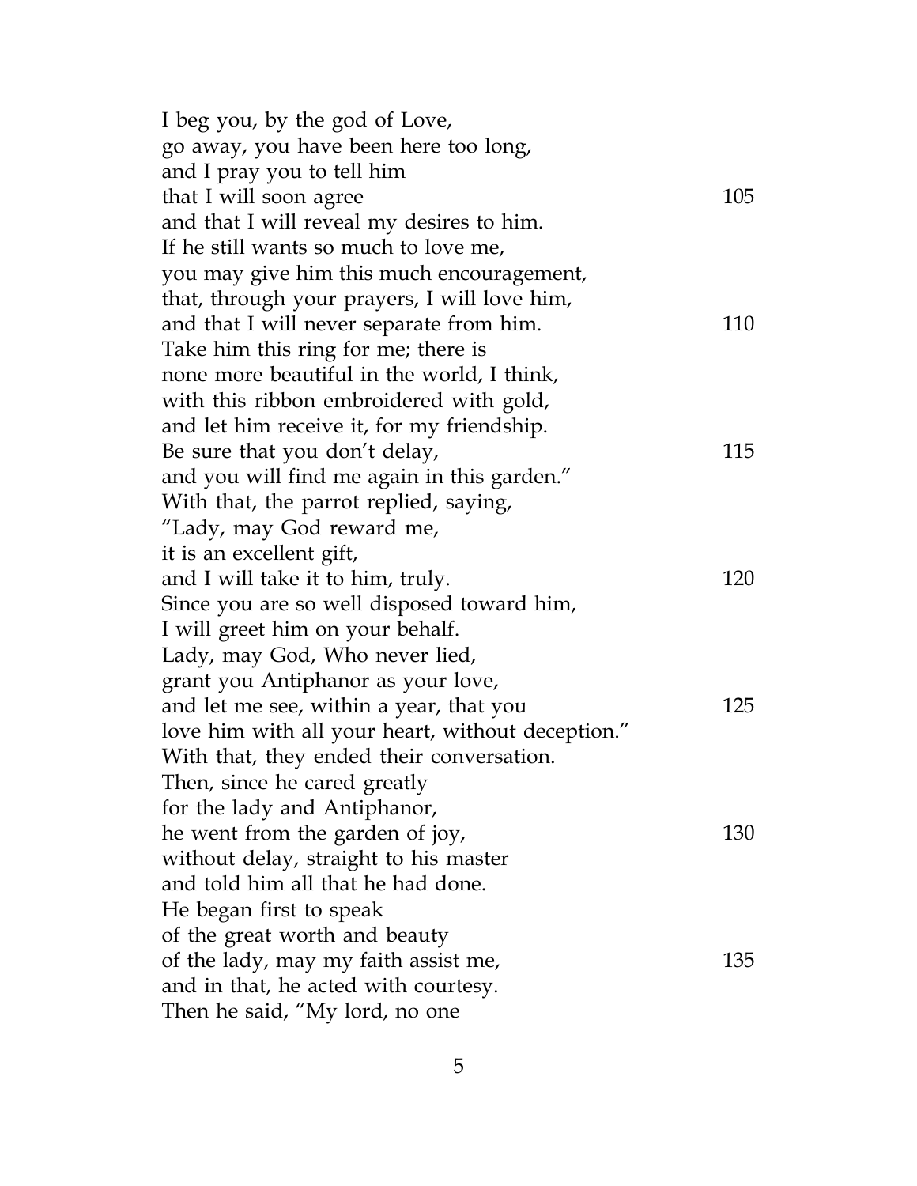I beg you, by the god of Love,  
go away, you have been here too long,  
and I pray you to tell him  
that I will soon agree 105  
and that I will reveal my desires to him.  
If he still wants so much to love me,  
you may give him this much encouragement,  
that, through your prayers, I will love him,  
and that I will never separate from him. 110  
Take him this ring for me; there is  
none more beautiful in the world, I think,  
with this ribbon embroidered with gold,  
and let him receive it, for my friendship.  
Be sure that you don't delay, 115  
and you will find me again in this garden."  
With that, the parrot replied, saying,  
"Lady, may God reward me,  
it is an excellent gift,  
and I will take it to him, truly. 120  
Since you are so well disposed toward him,  
I will greet him on your behalf.  
Lady, may God, Who never lied,  
grant you Antiphanor as your love,  
and let me see, within a year, that you 125  
love him with all your heart, without deception."  
With that, they ended their conversation.  
Then, since he cared greatly  
for the lady and Antiphanor,  
he went from the garden of joy, 130  
without delay, straight to his master  
and told him all that he had done.  
He began first to speak  
of the great worth and beauty  
of the lady, may my faith assist me, 135  
and in that, he acted with courtesy.  
Then he said, "My lord, no one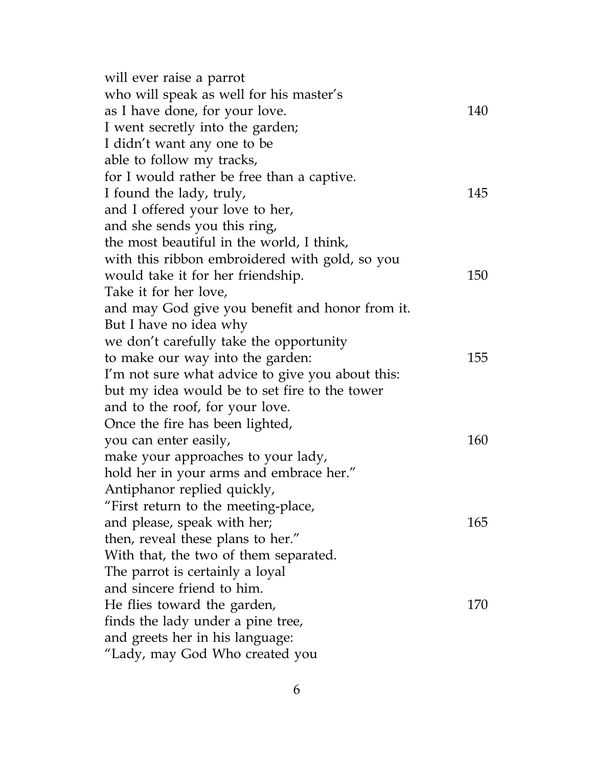will ever raise a parrot
who will speak as well for his master's
as I have done, for your love. 140
I went secretly into the garden;
I didn't want any one to be
able to follow my tracks,
for I would rather be free than a captive.
I found the lady, truly, 145
and I offered your love to her,
and she sends you this ring,
the most beautiful in the world, I think,
with this ribbon embroidered with gold, so you
would take it for her friendship. 150
Take it for her love,
and may God give you benefit and honor from it.
But I have no idea why
we don't carefully take the opportunity
to make our way into the garden: 155
I'm not sure what advice to give you about this:
but my idea would be to set fire to the tower
and to the roof, for your love.
Once the fire has been lighted,
you can enter easily, 160
make your approaches to your lady,
hold her in your arms and embrace her."
Antiphanor replied quickly,
"First return to the meeting-place,
and please, speak with her; 165
then, reveal these plans to her."
With that, the two of them separated.
The parrot is certainly a loyal
and sincere friend to him.
He flies toward the garden, 170
finds the lady under a pine tree,
and greets her in his language:
"Lady, may God Who created you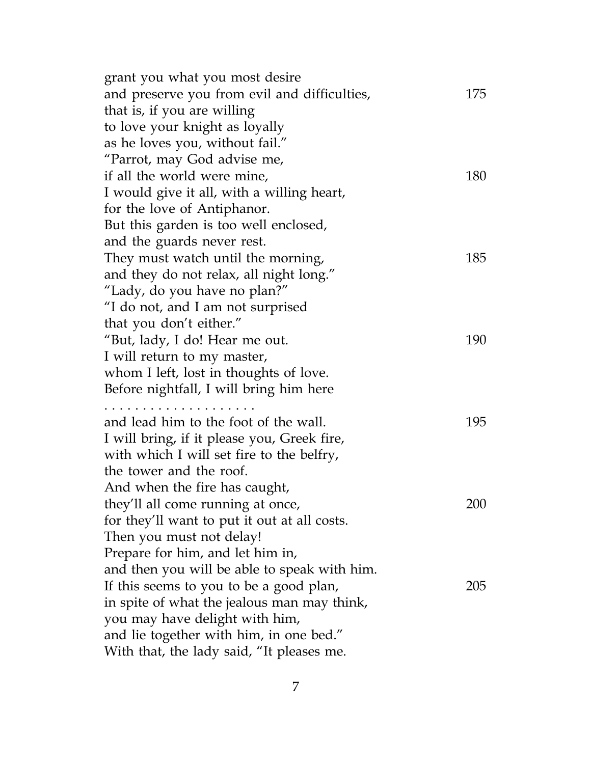grant you what you most desire
and preserve you from evil and difficulties, 175
that is, if you are willing
to love your knight as loyally
as he loves you, without fail."
"Parrot, may God advise me,
if all the world were mine, 180
I would give it all, with a willing heart,
for the love of Antiphanor.
But this garden is too well enclosed,
and the guards never rest.
They must watch until the morning, 185
and they do not relax, all night long."
"Lady, do you have no plan?"
"I do not, and I am not surprised
that you don't either."
"But, lady, I do! Hear me out. 190
I will return to my master,
whom I left, lost in thoughts of love.
Before nightfall, I will bring him here
. . . . . . . . . . . . . . . . . . . .
and lead him to the foot of the wall. 195
I will bring, if it please you, Greek fire,
with which I will set fire to the belfry,
the tower and the roof.
And when the fire has caught,
they'll all come running at once, 200
for they'll want to put it out at all costs.
Then you must not delay!
Prepare for him, and let him in,
and then you will be able to speak with him.
If this seems to you to be a good plan, 205
in spite of what the jealous man may think,
you may have delight with him,
and lie together with him, in one bed."
With that, the lady said, "It pleases me.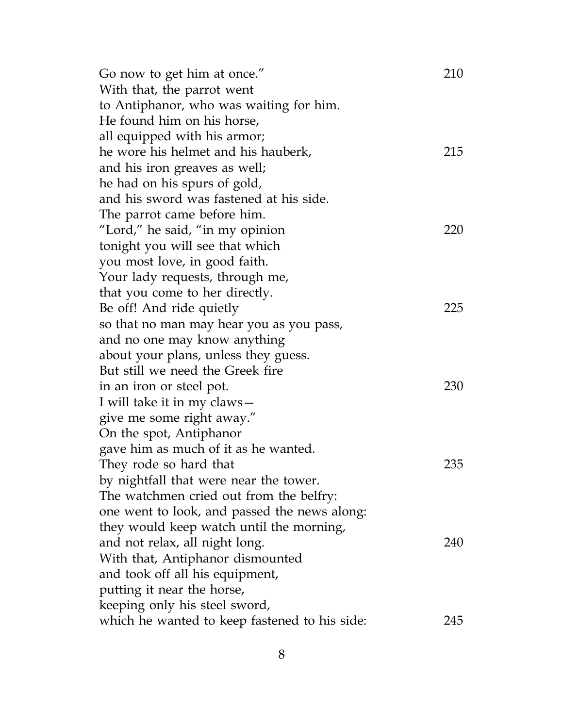Go now to get him at once."  210
With that, the parrot went
to Antiphanor, who was waiting for him.
He found him on his horse,
all equipped with his armor;
he wore his helmet and his hauberk,  215
and his iron greaves as well;
he had on his spurs of gold,
and his sword was fastened at his side.
The parrot came before him.
"Lord," he said, "in my opinion  220
tonight you will see that which
you most love, in good faith.
Your lady requests, through me,
that you come to her directly.
Be off! And ride quietly  225
so that no man may hear you as you pass,
and no one may know anything
about your plans, unless they guess.
But still we need the Greek fire
in an iron or steel pot.  230
I will take it in my claws—
give me some right away."
On the spot, Antiphanor
gave him as much of it as he wanted.
They rode so hard that  235
by nightfall that were near the tower.
The watchmen cried out from the belfry:
one went to look, and passed the news along:
they would keep watch until the morning,
and not relax, all night long.  240
With that, Antiphanor dismounted
and took off all his equipment,
putting it near the horse,
keeping only his steel sword,
which he wanted to keep fastened to his side:  245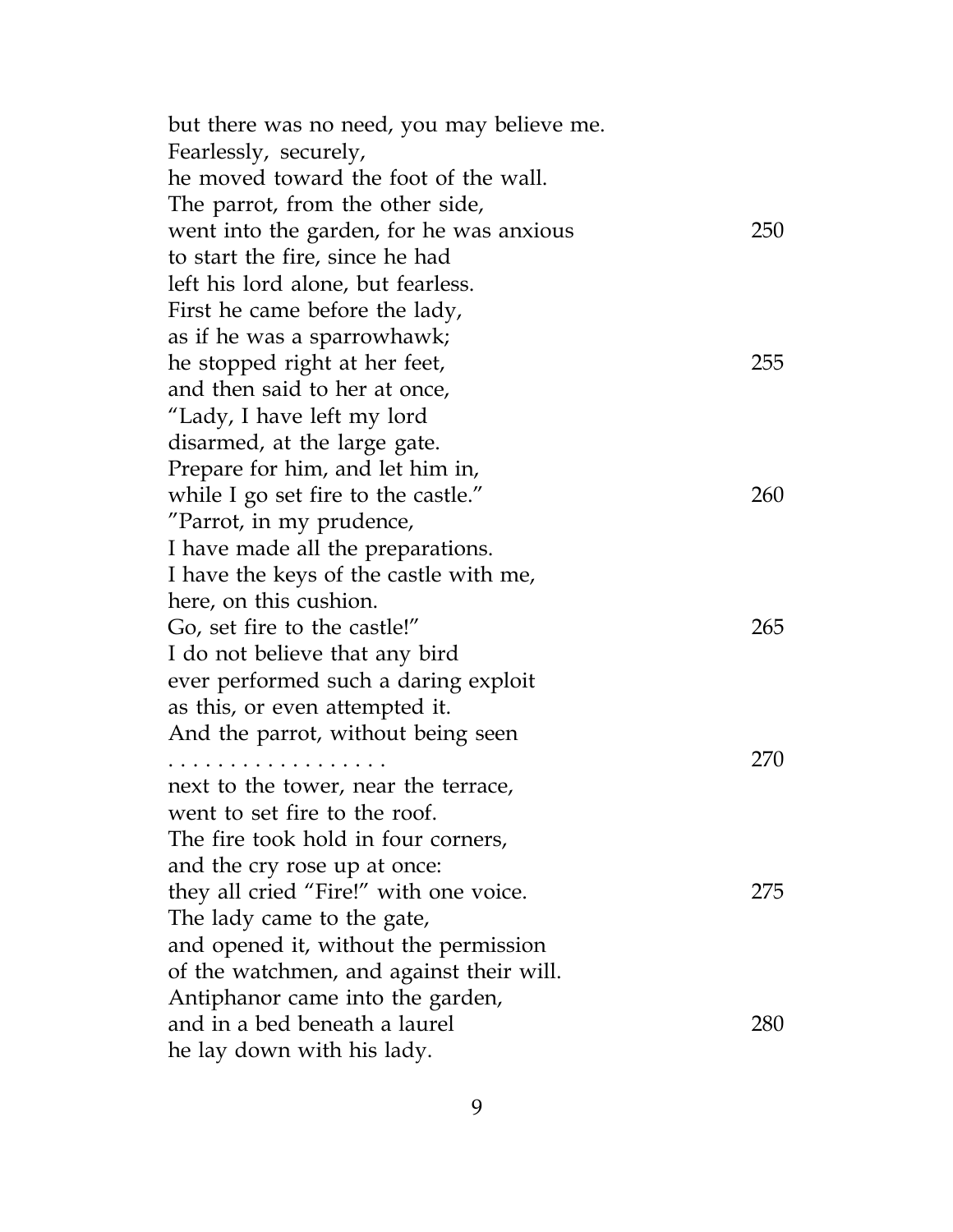but there was no need, you may believe me.  
Fearlessly, securely,  
he moved toward the foot of the wall.  
The parrot, from the other side,  
went into the garden, for he was anxious 250  
to start the fire, since he had  
left his lord alone, but fearless.  
First he came before the lady,  
as if he was a sparrowhawk;  
he stopped right at her feet, 255  
and then said to her at once,  
"Lady, I have left my lord  
disarmed, at the large gate.  
Prepare for him, and let him in,  
while I go set fire to the castle." 260  
"Parrot, in my prudence,  
I have made all the preparations.  
I have the keys of the castle with me,  
here, on this cushion.  
Go, set fire to the castle!" 265  
I do not believe that any bird  
ever performed such a daring exploit  
as this, or even attempted it.  
And the parrot, without being seen  
. . . . . . . . . . . . . . . . . . 270  
next to the tower, near the terrace,  
went to set fire to the roof.  
The fire took hold in four corners,  
and the cry rose up at once:  
they all cried "Fire!" with one voice. 275  
The lady came to the gate,  
and opened it, without the permission  
of the watchmen, and against their will.  
Antiphanor came into the garden,  
and in a bed beneath a laurel 280  
he lay down with his lady.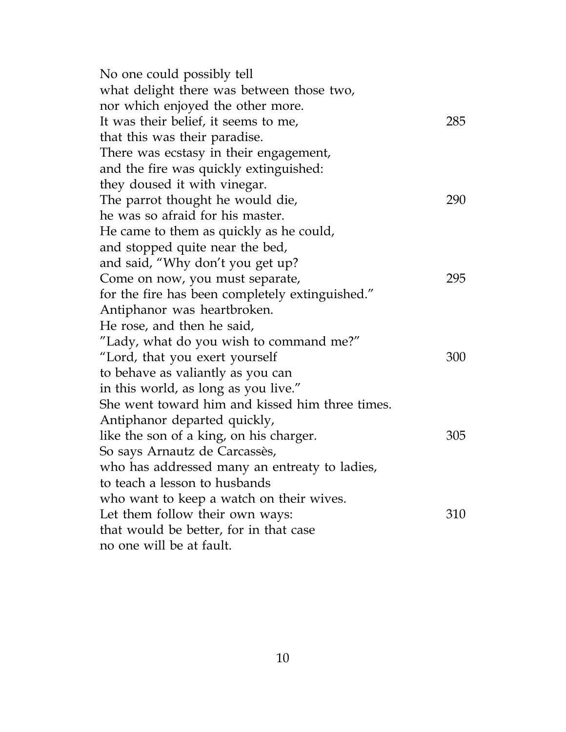No one could possibly tell  
what delight there was between those two,  
nor which enjoyed the other more.  
It was their belief, it seems to me, 285  
that this was their paradise.  
There was ecstasy in their engagement,  
and the fire was quickly extinguished:  
they doused it with vinegar.  
The parrot thought he would die, 290  
he was so afraid for his master.  
He came to them as quickly as he could,  
and stopped quite near the bed,  
and said, "Why don't you get up?  
Come on now, you must separate, 295  
for the fire has been completely extinguished."  
Antiphanor was heartbroken.  
He rose, and then he said,  
"Lady, what do you wish to command me?"  
"Lord, that you exert yourself 300  
to behave as valiantly as you can  
in this world, as long as you live."  
She went toward him and kissed him three times.  
Antiphanor departed quickly,  
like the son of a king, on his charger. 305  
So says Arnautz de Carcassès,  
who has addressed many an entreaty to ladies,  
to teach a lesson to husbands  
who want to keep a watch on their wives.  
Let them follow their own ways: 310  
that would be better, for in that case  
no one will be at fault.